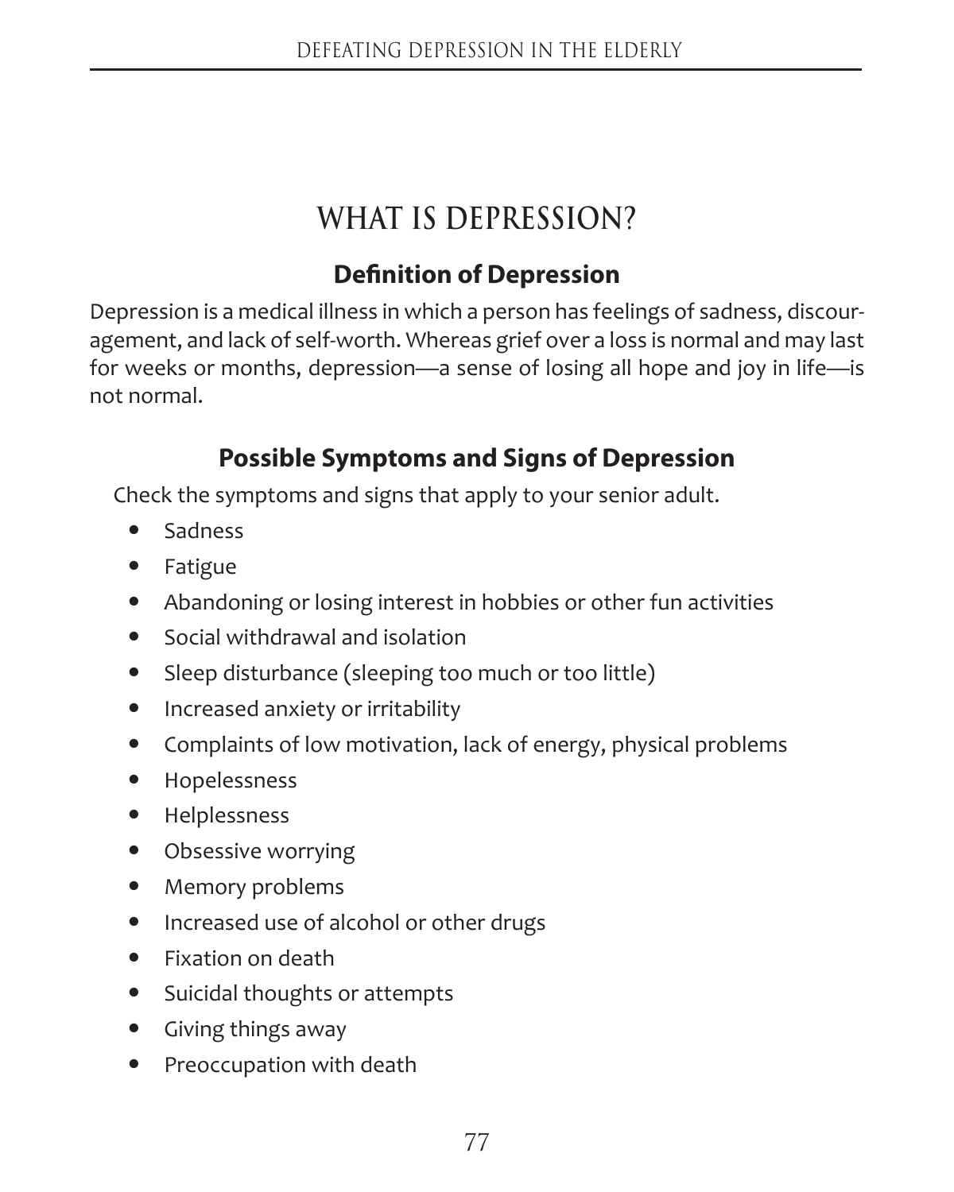# WHAT IS DEPRESSION?

## Definition of Depression

Depression is a medical illness in which a person has feelings of sadness, discouragement, and lack of self-worth. Whereas grief over a loss is normal and may last for weeks or months, depression—a sense of losing all hope and joy in life—is not normal.

## Possible Symptoms and Signs of Depression

Check the symptoms and signs that apply to your senior adult.

- Sadness
- Fatigue
- Abandoning or losing interest in hobbies or other fun activities
- Social withdrawal and isolation
- Sleep disturbance (sleeping too much or too little)
- Increased anxiety or irritability
- Complaints of low motivation, lack of energy, physical problems
- Hopelessness
- Helplessness
- Obsessive worrying
- Memory problems
- Increased use of alcohol or other drugs
- Fixation on death
- Suicidal thoughts or attempts
- Giving things away
- Preoccupation with death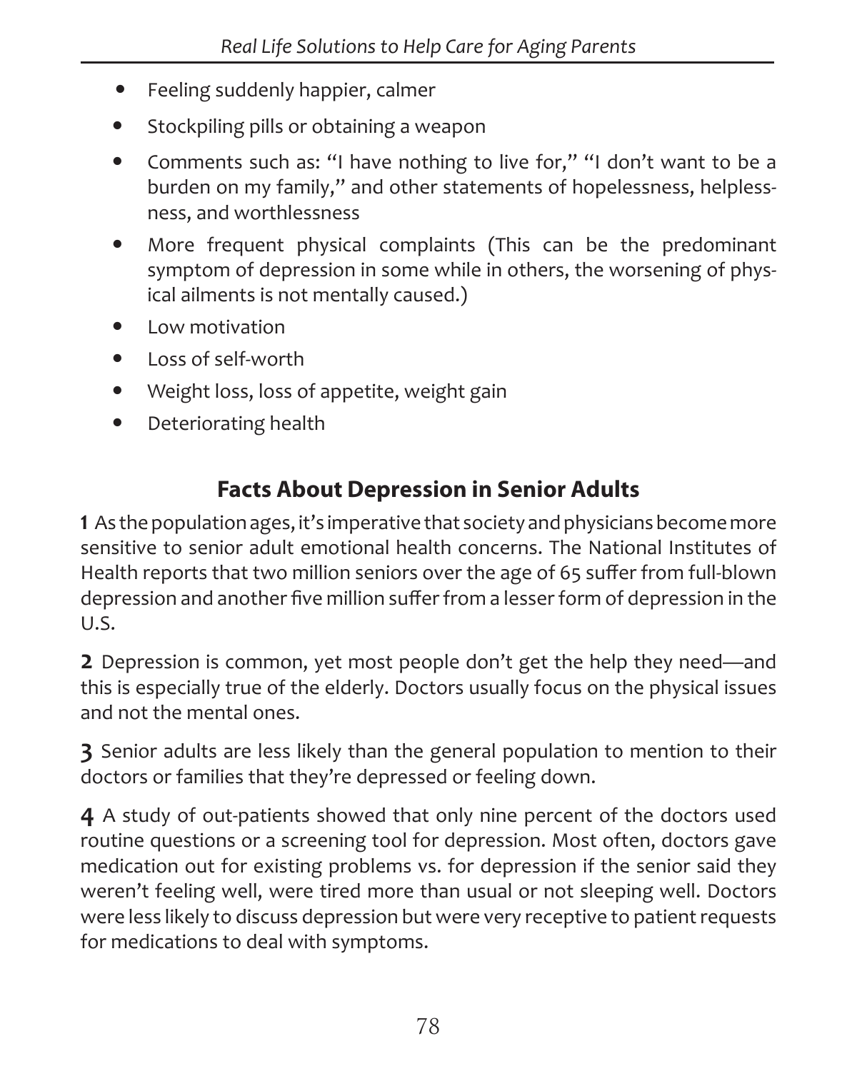- Feeling suddenly happier, calmer
- Stockpiling pills or obtaining a weapon
- Comments such as: "I have nothing to live for," "I don't want to be a burden on my family," and other statements of hopelessness, helplessness, and worthlessness
- More frequent physical complaints (This can be the predominant symptom of depression in some while in others, the worsening of physical ailments is not mentally caused.)
- Low motivation
- Loss of self-worth
- Weight loss, loss of appetite, weight gain
- Deteriorating health

## Facts About Depression in Senior Adults

**1** As the population ages, it's imperative that society and physicians become more sensitive to senior adult emotional health concerns. The National Institutes of Health reports that two million seniors over the age of 65 suffer from full-blown depression and another five million suffer from a lesser form of depression in the U.S.

**2** Depression is common, yet most people don't get the help they need—and this is especially true of the elderly. Doctors usually focus on the physical issues and not the mental ones.

**3** Senior adults are less likely than the general population to mention to their doctors or families that they're depressed or feeling down.

**4** A study of out-patients showed that only nine percent of the doctors used routine questions or a screening tool for depression. Most often, doctors gave medication out for existing problems vs. for depression if the senior said they weren't feeling well, were tired more than usual or not sleeping well. Doctors were less likely to discuss depression but were very receptive to patient requests for medications to deal with symptoms.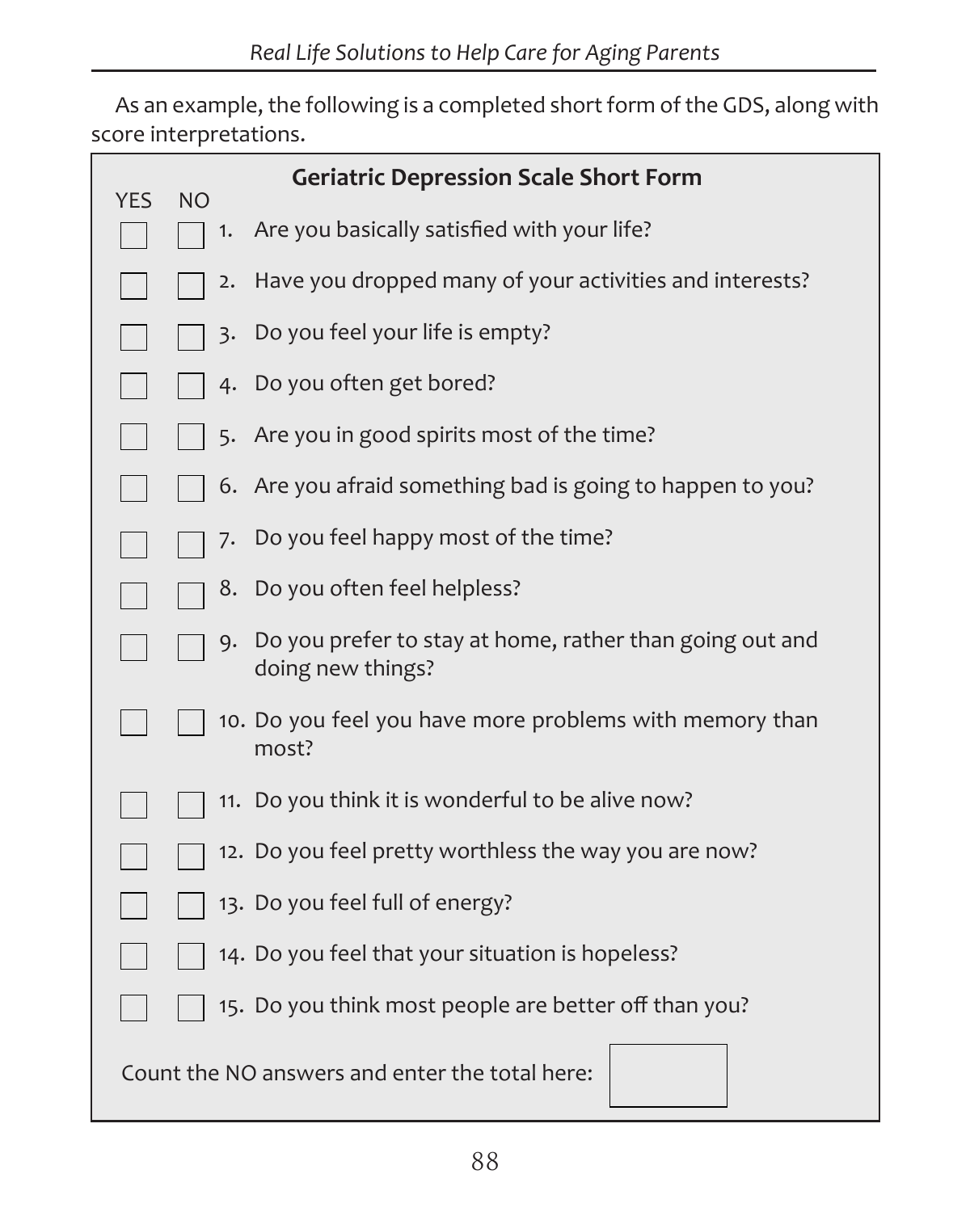As an example, the following is a completed short form of the GDS, along with score interpretations.

## Geriatric Depression Scale Short Form

| YES | NO | |
| --- | --- | --- |
| ☐ | ☐ | 1. Are you basically satisfied with your life? |
| ☐ | ☐ | 2. Have you dropped many of your activities and interests? |
| ☐ | ☐ | 3. Do you feel your life is empty? |
| ☐ | ☐ | 4. Do you often get bored? |
| ☐ | ☐ | 5. Are you in good spirits most of the time? |
| ☐ | ☐ | 6. Are you afraid something bad is going to happen to you? |
| ☐ | ☐ | 7. Do you feel happy most of the time? |
| ☐ | ☐ | 8. Do you often feel helpless? |
| ☐ | ☐ | 9. Do you prefer to stay at home, rather than going out and doing new things? |
| ☐ | ☐ | 10. Do you feel you have more problems with memory than most? |
| ☐ | ☐ | 11. Do you think it is wonderful to be alive now? |
| ☐ | ☐ | 12. Do you feel pretty worthless the way you are now? |
| ☐ | ☐ | 13. Do you feel full of energy? |
| ☐ | ☐ | 14. Do you feel that your situation is hopeless? |
| ☐ | ☐ | 15. Do you think most people are better off than you? |

Count the NO answers and enter the total here: ☐